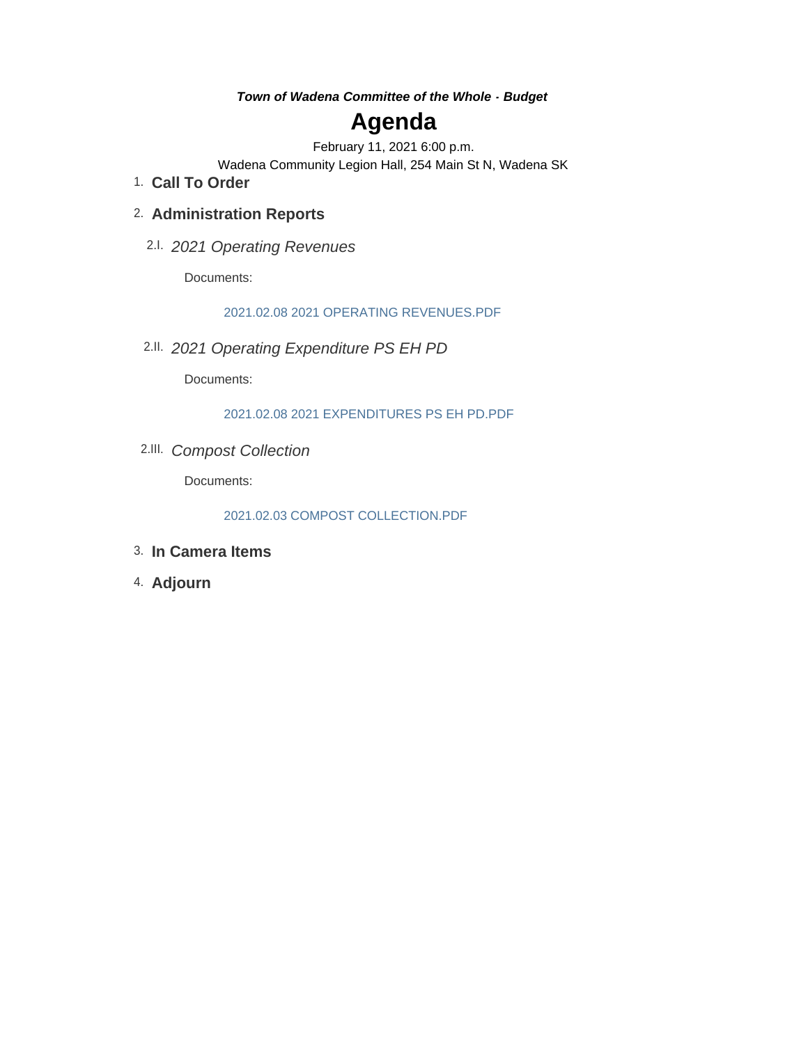***Town of Wadena Committee of the Whole - Budget***

# Agenda

February 11, 2021 6:00 p.m.

Wadena Community Legion Hall, 254 Main St N, Wadena SK

1. **Call To Order**

2. **Administration Reports**

   2.I. *2021 Operating Revenues*

   Documents:

   2021.02.08 2021 OPERATING REVENUES.PDF

   2.II. *2021 Operating Expenditure PS EH PD*

   Documents:

   2021.02.08 2021 EXPENDITURES PS EH PD.PDF

   2.III. *Compost Collection*

   Documents:

   2021.02.03 COMPOST COLLECTION.PDF

3. **In Camera Items**

4. **Adjourn**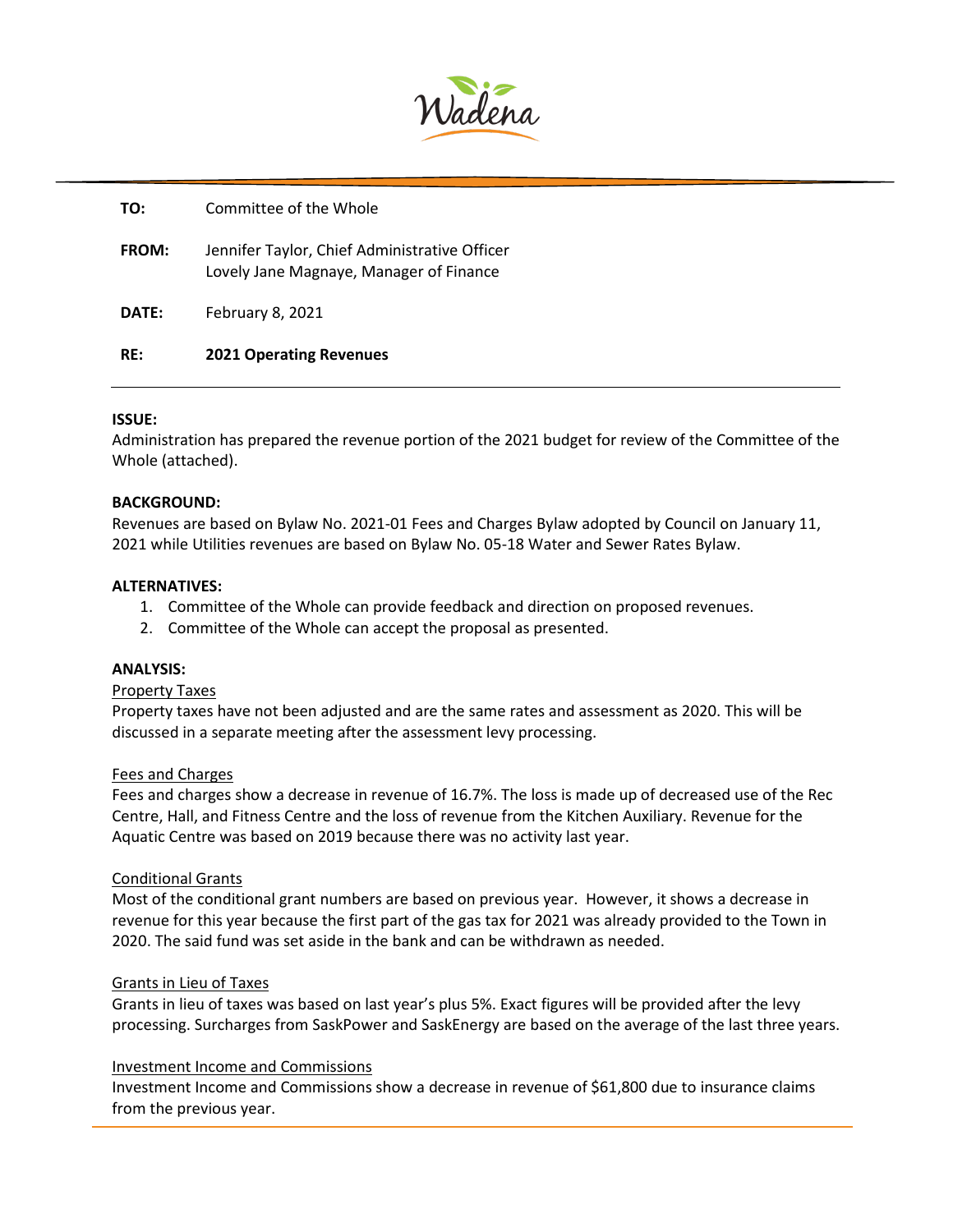**TO:** Committee of the Whole

**FROM:** Jennifer Taylor, Chief Administrative Officer
Lovely Jane Magnaye, Manager of Finance

**DATE:** February 8, 2021

**RE:** **2021 Operating Revenues**

---

**ISSUE:**
Administration has prepared the revenue portion of the 2021 budget for review of the Committee of the Whole (attached).

**BACKGROUND:**
Revenues are based on Bylaw No. 2021-01 Fees and Charges Bylaw adopted by Council on January 11, 2021 while Utilities revenues are based on Bylaw No. 05-18 Water and Sewer Rates Bylaw.

**ALTERNATIVES:**

1. Committee of the Whole can provide feedback and direction on proposed revenues.
2. Committee of the Whole can accept the proposal as presented.

**ANALYSIS:**

Property Taxes
Property taxes have not been adjusted and are the same rates and assessment as 2020. This will be discussed in a separate meeting after the assessment levy processing.

Fees and Charges
Fees and charges show a decrease in revenue of 16.7%. The loss is made up of decreased use of the Rec Centre, Hall, and Fitness Centre and the loss of revenue from the Kitchen Auxiliary. Revenue for the Aquatic Centre was based on 2019 because there was no activity last year.

Conditional Grants
Most of the conditional grant numbers are based on previous year. However, it shows a decrease in revenue for this year because the first part of the gas tax for 2021 was already provided to the Town in 2020. The said fund was set aside in the bank and can be withdrawn as needed.

Grants in Lieu of Taxes
Grants in lieu of taxes was based on last year's plus 5%. Exact figures will be provided after the levy processing. Surcharges from SaskPower and SaskEnergy are based on the average of the last three years.

Investment Income and Commissions
Investment Income and Commissions show a decrease in revenue of $61,800 due to insurance claims from the previous year.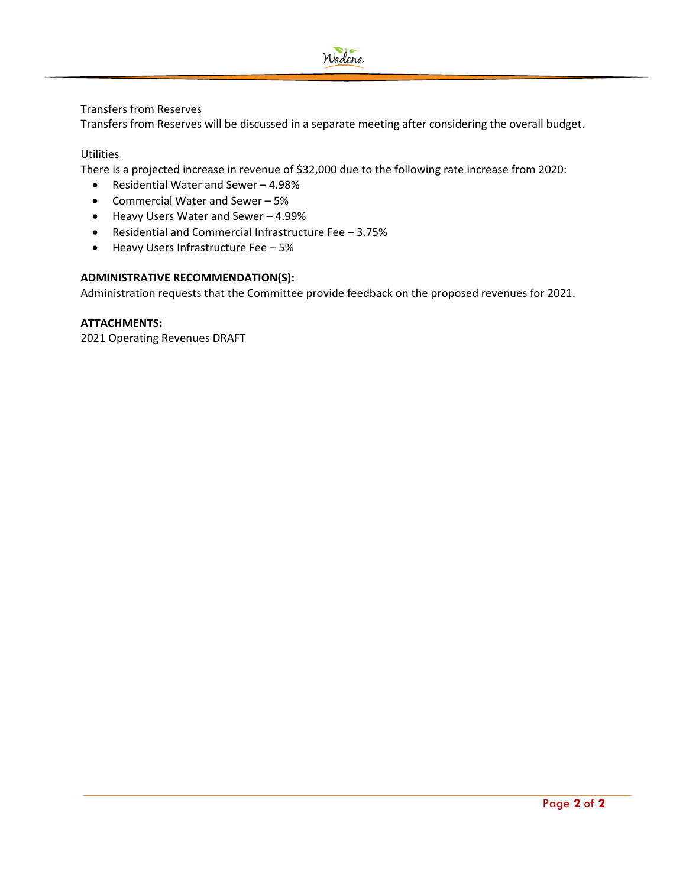<u>Transfers from Reserves</u>

Transfers from Reserves will be discussed in a separate meeting after considering the overall budget.

<u>Utilities</u>

There is a projected increase in revenue of $32,000 due to the following rate increase from 2020:

- Residential Water and Sewer – 4.98%
- Commercial Water and Sewer – 5%
- Heavy Users Water and Sewer – 4.99%
- Residential and Commercial Infrastructure Fee – 3.75%
- Heavy Users Infrastructure Fee – 5%

**ADMINISTRATIVE RECOMMENDATION(S):**

Administration requests that the Committee provide feedback on the proposed revenues for 2021.

**ATTACHMENTS:**

2021 Operating Revenues DRAFT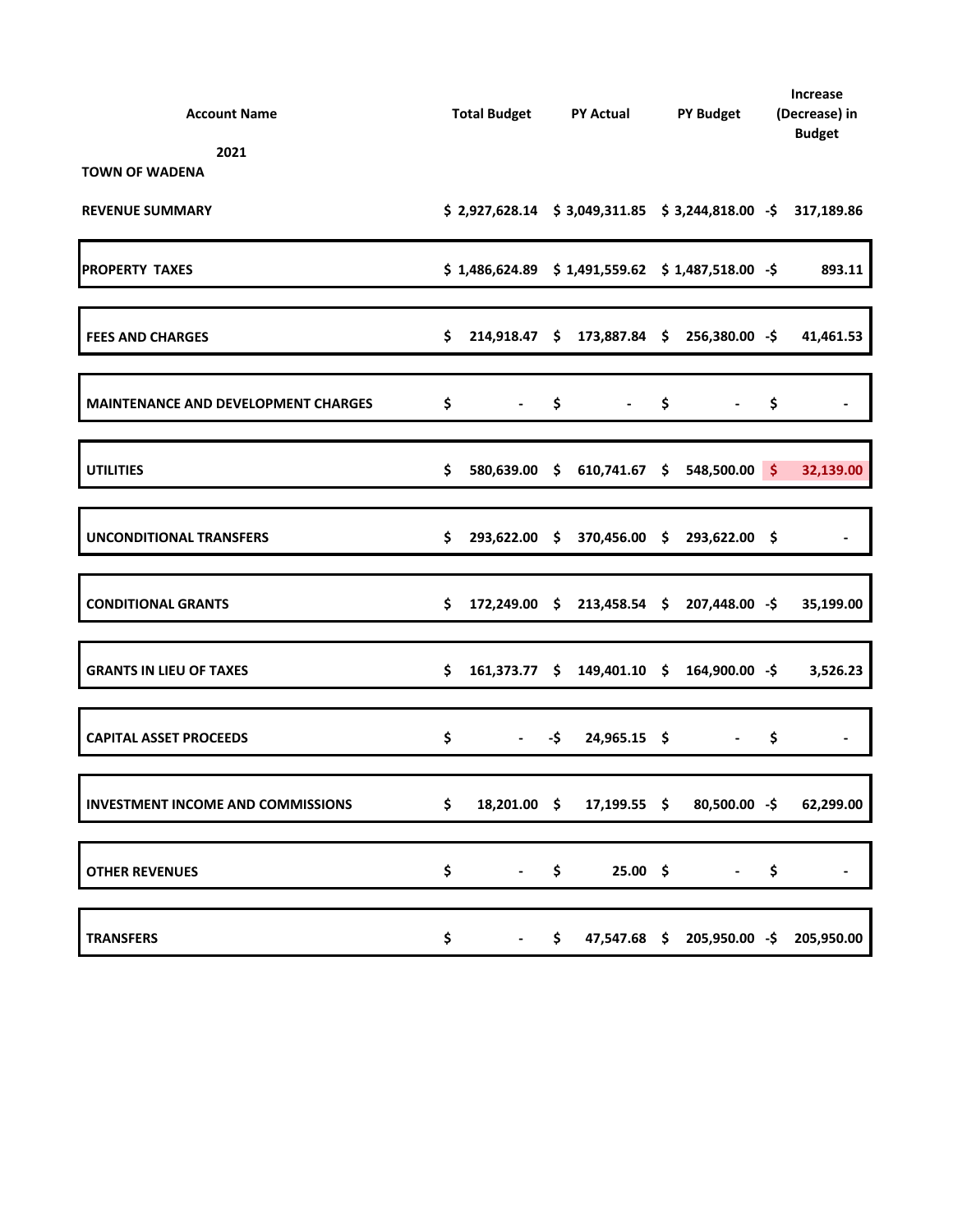| Account Name | Total Budget | PY Actual | PY Budget | Increase (Decrease) in Budget |
|---|---|---|---|---|
| 2021 | | | | |
| **TOWN OF WADENA** | | | | |
| **REVENUE SUMMARY** | $ 2,927,628.14 | $ 3,049,311.85 | $ 3,244,818.00 | -$ 317,189.86 |
| **PROPERTY TAXES** | $ 1,486,624.89 | $ 1,491,559.62 | $ 1,487,518.00 | -$ 893.11 |
| **FEES AND CHARGES** | $ 214,918.47 | $ 173,887.84 | $ 256,380.00 | -$ 41,461.53 |
| **MAINTENANCE AND DEVELOPMENT CHARGES** | $ - | $ - | $ - | $ - |
| **UTILITIES** | $ 580,639.00 | $ 610,741.67 | $ 548,500.00 | $ 32,139.00 |
| **UNCONDITIONAL TRANSFERS** | $ 293,622.00 | $ 370,456.00 | $ 293,622.00 | $ - |
| **CONDITIONAL GRANTS** | $ 172,249.00 | $ 213,458.54 | $ 207,448.00 | -$ 35,199.00 |
| **GRANTS IN LIEU OF TAXES** | $ 161,373.77 | $ 149,401.10 | $ 164,900.00 | -$ 3,526.23 |
| **CAPITAL ASSET PROCEEDS** | $ - | -$ 24,965.15 | $ - | $ - |
| **INVESTMENT INCOME AND COMMISSIONS** | $ 18,201.00 | $ 17,199.55 | $ 80,500.00 | -$ 62,299.00 |
| **OTHER REVENUES** | $ - | $ 25.00 | $ - | $ - |
| **TRANSFERS** | $ - | $ 47,547.68 | $ 205,950.00 | -$ 205,950.00 |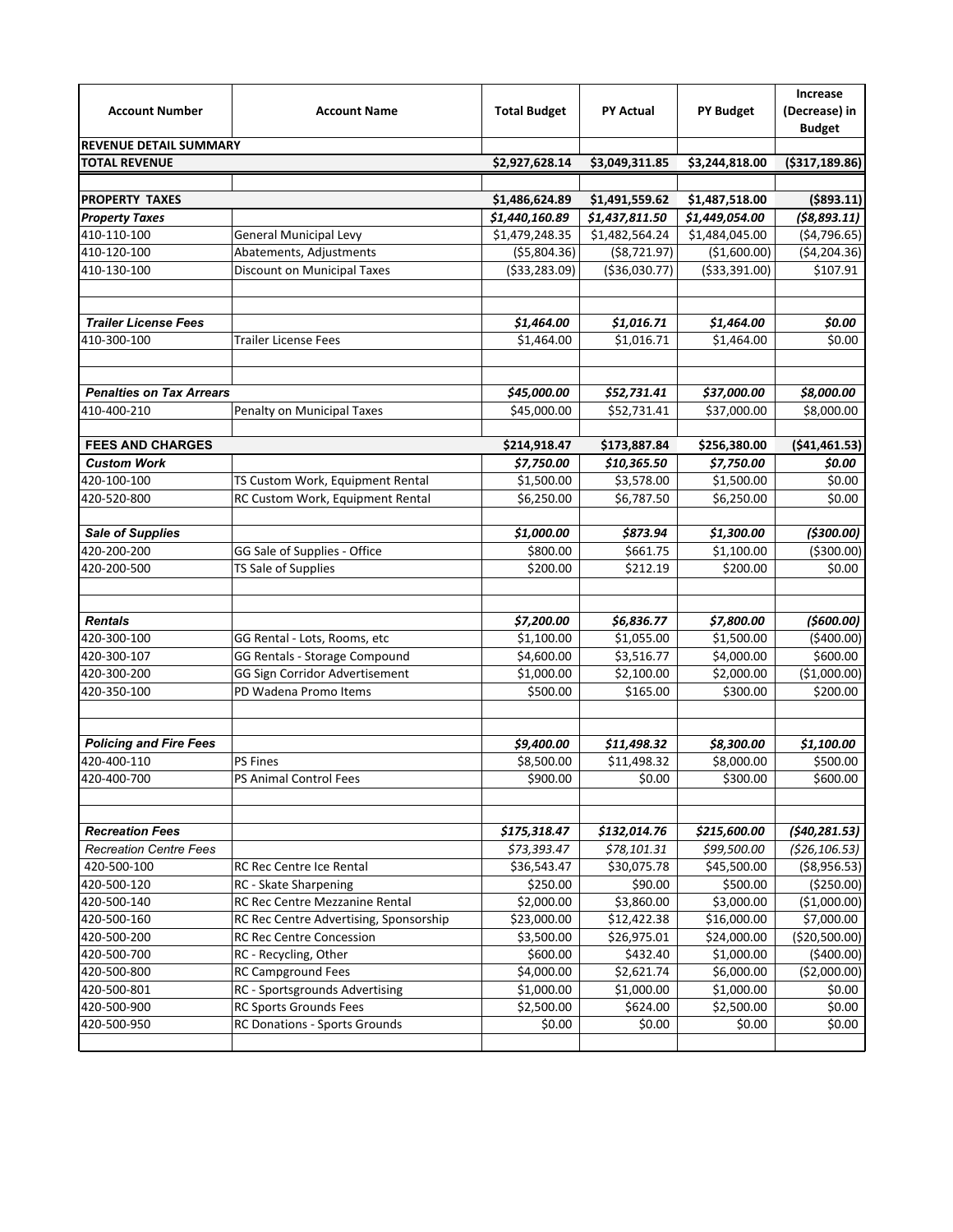| Account Number | Account Name | Total Budget | PY Actual | PY Budget | Increase (Decrease) in Budget |
|---|---|---|---|---|---|
| **REVENUE DETAIL SUMMARY** | | | | | |
| **TOTAL REVENUE** | | **$2,927,628.14** | **$3,049,311.85** | **$3,244,818.00** | **($317,189.86)** |
| | | | | | |
| **PROPERTY TAXES** | | **$1,486,624.89** | **$1,491,559.62** | **$1,487,518.00** | **($893.11)** |
| ***Property Taxes*** | | ***$1,440,160.89*** | ***$1,437,811.50*** | ***$1,449,054.00*** | ***($8,893.11)*** |
| 410-110-100 | General Municipal Levy | $1,479,248.35 | $1,482,564.24 | $1,484,045.00 | ($4,796.65) |
| 410-120-100 | Abatements, Adjustments | ($5,804.36) | ($8,721.97) | ($1,600.00) | ($4,204.36) |
| 410-130-100 | Discount on Municipal Taxes | ($33,283.09) | ($36,030.77) | ($33,391.00) | $107.91 |
| | | | | | |
| ***Trailer License Fees*** | | ***$1,464.00*** | ***$1,016.71*** | ***$1,464.00*** | ***$0.00*** |
| 410-300-100 | Trailer License Fees | $1,464.00 | $1,016.71 | $1,464.00 | $0.00 |
| | | | | | |
| ***Penalties on Tax Arrears*** | | ***$45,000.00*** | ***$52,731.41*** | ***$37,000.00*** | ***$8,000.00*** |
| 410-400-210 | Penalty on Municipal Taxes | $45,000.00 | $52,731.41 | $37,000.00 | $8,000.00 |
| | | | | | |
| **FEES AND CHARGES** | | **$214,918.47** | **$173,887.84** | **$256,380.00** | **($41,461.53)** |
| ***Custom Work*** | | ***$7,750.00*** | ***$10,365.50*** | ***$7,750.00*** | ***$0.00*** |
| 420-100-100 | TS Custom Work, Equipment Rental | $1,500.00 | $3,578.00 | $1,500.00 | $0.00 |
| 420-520-800 | RC Custom Work, Equipment Rental | $6,250.00 | $6,787.50 | $6,250.00 | $0.00 |
| | | | | | |
| ***Sale of Supplies*** | | ***$1,000.00*** | ***$873.94*** | ***$1,300.00*** | ***($300.00)*** |
| 420-200-200 | GG Sale of Supplies - Office | $800.00 | $661.75 | $1,100.00 | ($300.00) |
| 420-200-500 | TS Sale of Supplies | $200.00 | $212.19 | $200.00 | $0.00 |
| | | | | | |
| ***Rentals*** | | ***$7,200.00*** | ***$6,836.77*** | ***$7,800.00*** | ***($600.00)*** |
| 420-300-100 | GG Rental - Lots, Rooms, etc | $1,100.00 | $1,055.00 | $1,500.00 | ($400.00) |
| 420-300-107 | GG Rentals - Storage Compound | $4,600.00 | $3,516.77 | $4,000.00 | $600.00 |
| 420-300-200 | GG Sign Corridor Advertisement | $1,000.00 | $2,100.00 | $2,000.00 | ($1,000.00) |
| 420-350-100 | PD Wadena Promo Items | $500.00 | $165.00 | $300.00 | $200.00 |
| | | | | | |
| ***Policing and Fire Fees*** | | ***$9,400.00*** | ***$11,498.32*** | ***$8,300.00*** | ***$1,100.00*** |
| 420-400-110 | PS Fines | $8,500.00 | $11,498.32 | $8,000.00 | $500.00 |
| 420-400-700 | PS Animal Control Fees | $900.00 | $0.00 | $300.00 | $600.00 |
| | | | | | |
| ***Recreation Fees*** | | ***$175,318.47*** | ***$132,014.76*** | ***$215,600.00*** | ***($40,281.53)*** |
| *Recreation Centre Fees* | | *$73,393.47* | *$78,101.31* | *$99,500.00* | *($26,106.53)* |
| 420-500-100 | RC Rec Centre Ice Rental | $36,543.47 | $30,075.78 | $45,500.00 | ($8,956.53) |
| 420-500-120 | RC - Skate Sharpening | $250.00 | $90.00 | $500.00 | ($250.00) |
| 420-500-140 | RC Rec Centre Mezzanine Rental | $2,000.00 | $3,860.00 | $3,000.00 | ($1,000.00) |
| 420-500-160 | RC Rec Centre Advertising, Sponsorship | $23,000.00 | $12,422.38 | $16,000.00 | $7,000.00 |
| 420-500-200 | RC Rec Centre Concession | $3,500.00 | $26,975.01 | $24,000.00 | ($20,500.00) |
| 420-500-700 | RC - Recycling, Other | $600.00 | $432.40 | $1,000.00 | ($400.00) |
| 420-500-800 | RC Campground Fees | $4,000.00 | $2,621.74 | $6,000.00 | ($2,000.00) |
| 420-500-801 | RC - Sportsgrounds Advertising | $1,000.00 | $1,000.00 | $1,000.00 | $0.00 |
| 420-500-900 | RC Sports Grounds Fees | $2,500.00 | $624.00 | $2,500.00 | $0.00 |
| 420-500-950 | RC Donations - Sports Grounds | $0.00 | $0.00 | $0.00 | $0.00 |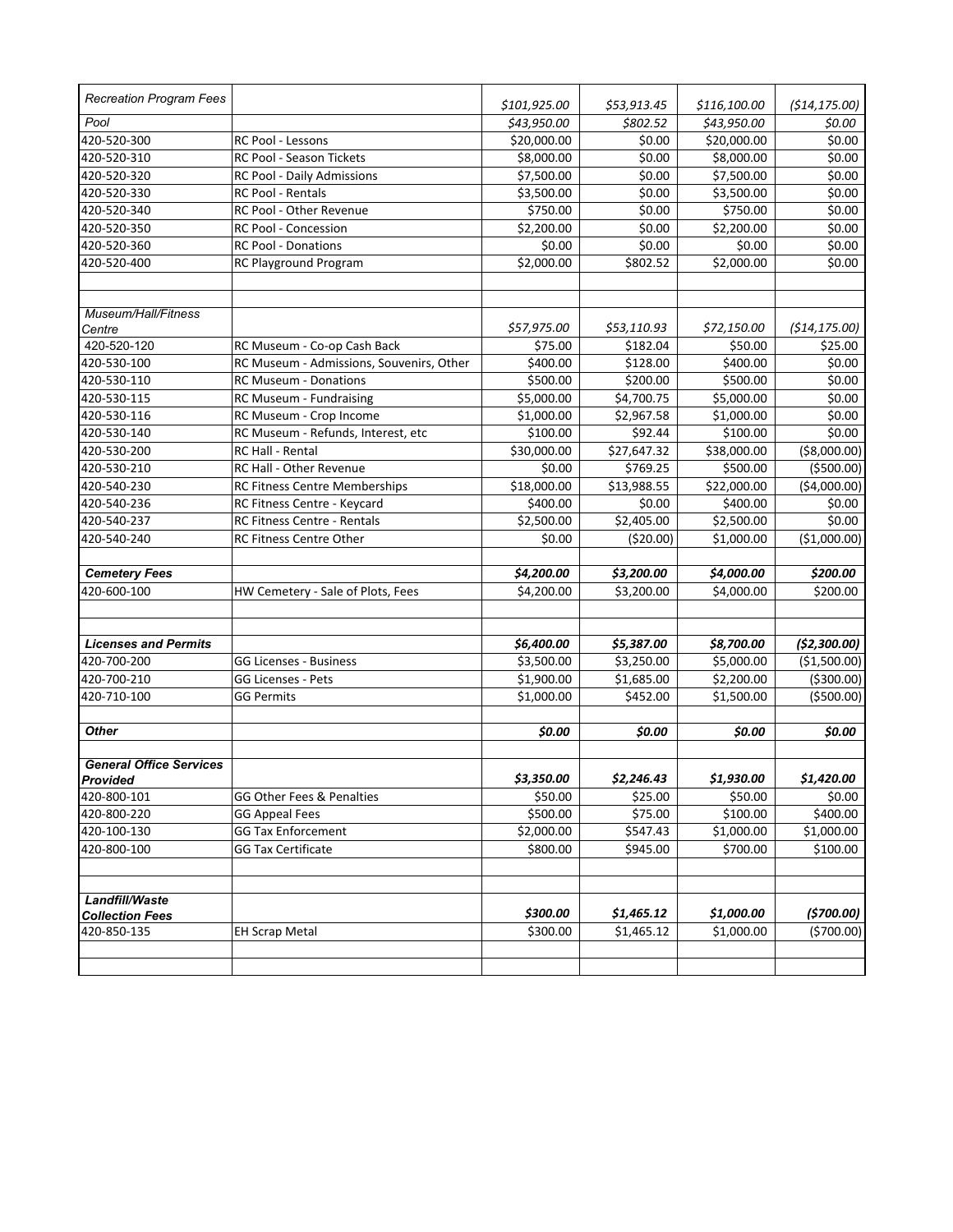| | | | | | |
|---|---|---|---|---|---|
| *Recreation Program Fees* | | *$101,925.00* | *$53,913.45* | *$116,100.00* | *($14,175.00)* |
| *Pool* | | *$43,950.00* | *$802.52* | *$43,950.00* | *$0.00* |
| 420-520-300 | RC Pool - Lessons | $20,000.00 | $0.00 | $20,000.00 | $0.00 |
| 420-520-310 | RC Pool - Season Tickets | $8,000.00 | $0.00 | $8,000.00 | $0.00 |
| 420-520-320 | RC Pool - Daily Admissions | $7,500.00 | $0.00 | $7,500.00 | $0.00 |
| 420-520-330 | RC Pool - Rentals | $3,500.00 | $0.00 | $3,500.00 | $0.00 |
| 420-520-340 | RC Pool - Other Revenue | $750.00 | $0.00 | $750.00 | $0.00 |
| 420-520-350 | RC Pool - Concession | $2,200.00 | $0.00 | $2,200.00 | $0.00 |
| 420-520-360 | RC Pool - Donations | $0.00 | $0.00 | $0.00 | $0.00 |
| 420-520-400 | RC Playground Program | $2,000.00 | $802.52 | $2,000.00 | $0.00 |
| | | | | | |
| | | | | | |
| *Museum/Hall/Fitness Centre* | | *$57,975.00* | *$53,110.93* | *$72,150.00* | *($14,175.00)* |
| 420-520-120 | RC Museum - Co-op Cash Back | $75.00 | $182.04 | $50.00 | $25.00 |
| 420-530-100 | RC Museum - Admissions, Souvenirs, Other | $400.00 | $128.00 | $400.00 | $0.00 |
| 420-530-110 | RC Museum - Donations | $500.00 | $200.00 | $500.00 | $0.00 |
| 420-530-115 | RC Museum - Fundraising | $5,000.00 | $4,700.75 | $5,000.00 | $0.00 |
| 420-530-116 | RC Museum - Crop Income | $1,000.00 | $2,967.58 | $1,000.00 | $0.00 |
| 420-530-140 | RC Museum - Refunds, Interest, etc | $100.00 | $92.44 | $100.00 | $0.00 |
| 420-530-200 | RC Hall - Rental | $30,000.00 | $27,647.32 | $38,000.00 | ($8,000.00) |
| 420-530-210 | RC Hall - Other Revenue | $0.00 | $769.25 | $500.00 | ($500.00) |
| 420-540-230 | RC Fitness Centre Memberships | $18,000.00 | $13,988.55 | $22,000.00 | ($4,000.00) |
| 420-540-236 | RC Fitness Centre - Keycard | $400.00 | $0.00 | $400.00 | $0.00 |
| 420-540-237 | RC Fitness Centre - Rentals | $2,500.00 | $2,405.00 | $2,500.00 | $0.00 |
| 420-540-240 | RC Fitness Centre Other | $0.00 | ($20.00) | $1,000.00 | ($1,000.00) |
| | | | | | |
| ***Cemetery Fees*** | | ***$4,200.00*** | ***$3,200.00*** | ***$4,000.00*** | ***$200.00*** |
| 420-600-100 | HW Cemetery - Sale of Plots, Fees | $4,200.00 | $3,200.00 | $4,000.00 | $200.00 |
| | | | | | |
| | | | | | |
| ***Licenses and Permits*** | | ***$6,400.00*** | ***$5,387.00*** | ***$8,700.00*** | ***($2,300.00)*** |
| 420-700-200 | GG Licenses - Business | $3,500.00 | $3,250.00 | $5,000.00 | ($1,500.00) |
| 420-700-210 | GG Licenses - Pets | $1,900.00 | $1,685.00 | $2,200.00 | ($300.00) |
| 420-710-100 | GG Permits | $1,000.00 | $452.00 | $1,500.00 | ($500.00) |
| | | | | | |
| ***Other*** | | ***$0.00*** | ***$0.00*** | ***$0.00*** | ***$0.00*** |
| | | | | | |
| ***General Office Services Provided*** | | ***$3,350.00*** | ***$2,246.43*** | ***$1,930.00*** | ***$1,420.00*** |
| 420-800-101 | GG Other Fees & Penalties | $50.00 | $25.00 | $50.00 | $0.00 |
| 420-800-220 | GG Appeal Fees | $500.00 | $75.00 | $100.00 | $400.00 |
| 420-100-130 | GG Tax Enforcement | $2,000.00 | $547.43 | $1,000.00 | $1,000.00 |
| 420-800-100 | GG Tax Certificate | $800.00 | $945.00 | $700.00 | $100.00 |
| | | | | | |
| | | | | | |
| ***Landfill/Waste Collection Fees*** | | ***$300.00*** | ***$1,465.12*** | ***$1,000.00*** | ***($700.00)*** |
| 420-850-135 | EH Scrap Metal | $300.00 | $1,465.12 | $1,000.00 | ($700.00) |
| | | | | | |
| | | | | | |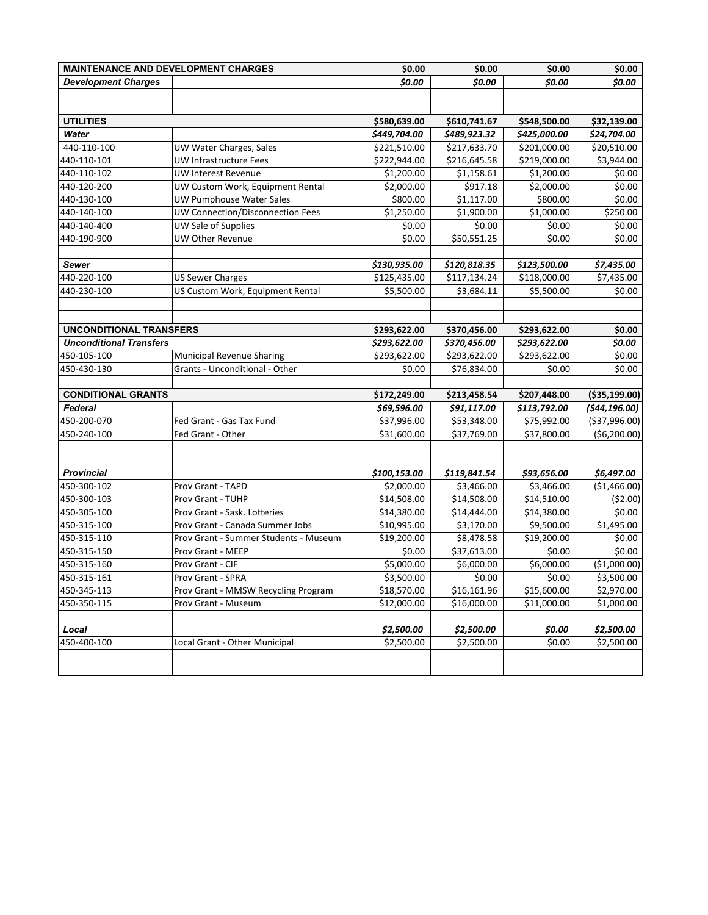| MAINTENANCE AND DEVELOPMENT CHARGES | | $0.00 | $0.00 | $0.00 | $0.00 |
|---|---|---|---|---|---|
| ***Development Charges*** | | ***$0.00*** | ***$0.00*** | ***$0.00*** | ***$0.00*** |
| | | | | | |
| | | | | | |
| **UTILITIES** | | **$580,639.00** | **$610,741.67** | **$548,500.00** | **$32,139.00** |
| ***Water*** | | ***$449,704.00*** | ***$489,923.32*** | ***$425,000.00*** | ***$24,704.00*** |
| 440-110-100 | UW Water Charges, Sales | $221,510.00 | $217,633.70 | $201,000.00 | $20,510.00 |
| 440-110-101 | UW Infrastructure Fees | $222,944.00 | $216,645.58 | $219,000.00 | $3,944.00 |
| 440-110-102 | UW Interest Revenue | $1,200.00 | $1,158.61 | $1,200.00 | $0.00 |
| 440-120-200 | UW Custom Work, Equipment Rental | $2,000.00 | $917.18 | $2,000.00 | $0.00 |
| 440-130-100 | UW Pumphouse Water Sales | $800.00 | $1,117.00 | $800.00 | $0.00 |
| 440-140-100 | UW Connection/Disconnection Fees | $1,250.00 | $1,900.00 | $1,000.00 | $250.00 |
| 440-140-400 | UW Sale of Supplies | $0.00 | $0.00 | $0.00 | $0.00 |
| 440-190-900 | UW Other Revenue | $0.00 | $50,551.25 | $0.00 | $0.00 |
| | | | | | |
| ***Sewer*** | | ***$130,935.00*** | ***$120,818.35*** | ***$123,500.00*** | ***$7,435.00*** |
| 440-220-100 | US Sewer Charges | $125,435.00 | $117,134.24 | $118,000.00 | $7,435.00 |
| 440-230-100 | US Custom Work, Equipment Rental | $5,500.00 | $3,684.11 | $5,500.00 | $0.00 |
| | | | | | |
| | | | | | |
| **UNCONDITIONAL TRANSFERS** | | **$293,622.00** | **$370,456.00** | **$293,622.00** | **$0.00** |
| ***Unconditional Transfers*** | | ***$293,622.00*** | ***$370,456.00*** | ***$293,622.00*** | ***$0.00*** |
| 450-105-100 | Municipal Revenue Sharing | $293,622.00 | $293,622.00 | $293,622.00 | $0.00 |
| 450-430-130 | Grants - Unconditional - Other | $0.00 | $76,834.00 | $0.00 | $0.00 |
| | | | | | |
| **CONDITIONAL GRANTS** | | **$172,249.00** | **$213,458.54** | **$207,448.00** | **($35,199.00)** |
| ***Federal*** | | ***$69,596.00*** | ***$91,117.00*** | ***$113,792.00*** | ***($44,196.00)*** |
| 450-200-070 | Fed Grant - Gas Tax Fund | $37,996.00 | $53,348.00 | $75,992.00 | ($37,996.00) |
| 450-240-100 | Fed Grant - Other | $31,600.00 | $37,769.00 | $37,800.00 | ($6,200.00) |
| | | | | | |
| | | | | | |
| ***Provincial*** | | ***$100,153.00*** | ***$119,841.54*** | ***$93,656.00*** | ***$6,497.00*** |
| 450-300-102 | Prov Grant - TAPD | $2,000.00 | $3,466.00 | $3,466.00 | ($1,466.00) |
| 450-300-103 | Prov Grant - TUHP | $14,508.00 | $14,508.00 | $14,510.00 | ($2.00) |
| 450-305-100 | Prov Grant - Sask. Lotteries | $14,380.00 | $14,444.00 | $14,380.00 | $0.00 |
| 450-315-100 | Prov Grant - Canada Summer Jobs | $10,995.00 | $3,170.00 | $9,500.00 | $1,495.00 |
| 450-315-110 | Prov Grant - Summer Students - Museum | $19,200.00 | $8,478.58 | $19,200.00 | $0.00 |
| 450-315-150 | Prov Grant - MEEP | $0.00 | $37,613.00 | $0.00 | $0.00 |
| 450-315-160 | Prov Grant - CIF | $5,000.00 | $6,000.00 | $6,000.00 | ($1,000.00) |
| 450-315-161 | Prov Grant - SPRA | $3,500.00 | $0.00 | $0.00 | $3,500.00 |
| 450-345-113 | Prov Grant - MMSW Recycling Program | $18,570.00 | $16,161.96 | $15,600.00 | $2,970.00 |
| 450-350-115 | Prov Grant - Museum | $12,000.00 | $16,000.00 | $11,000.00 | $1,000.00 |
| | | | | | |
| ***Local*** | | ***$2,500.00*** | ***$2,500.00*** | ***$0.00*** | ***$2,500.00*** |
| 450-400-100 | Local Grant - Other Municipal | $2,500.00 | $2,500.00 | $0.00 | $2,500.00 |
| | | | | | |
| | | | | | |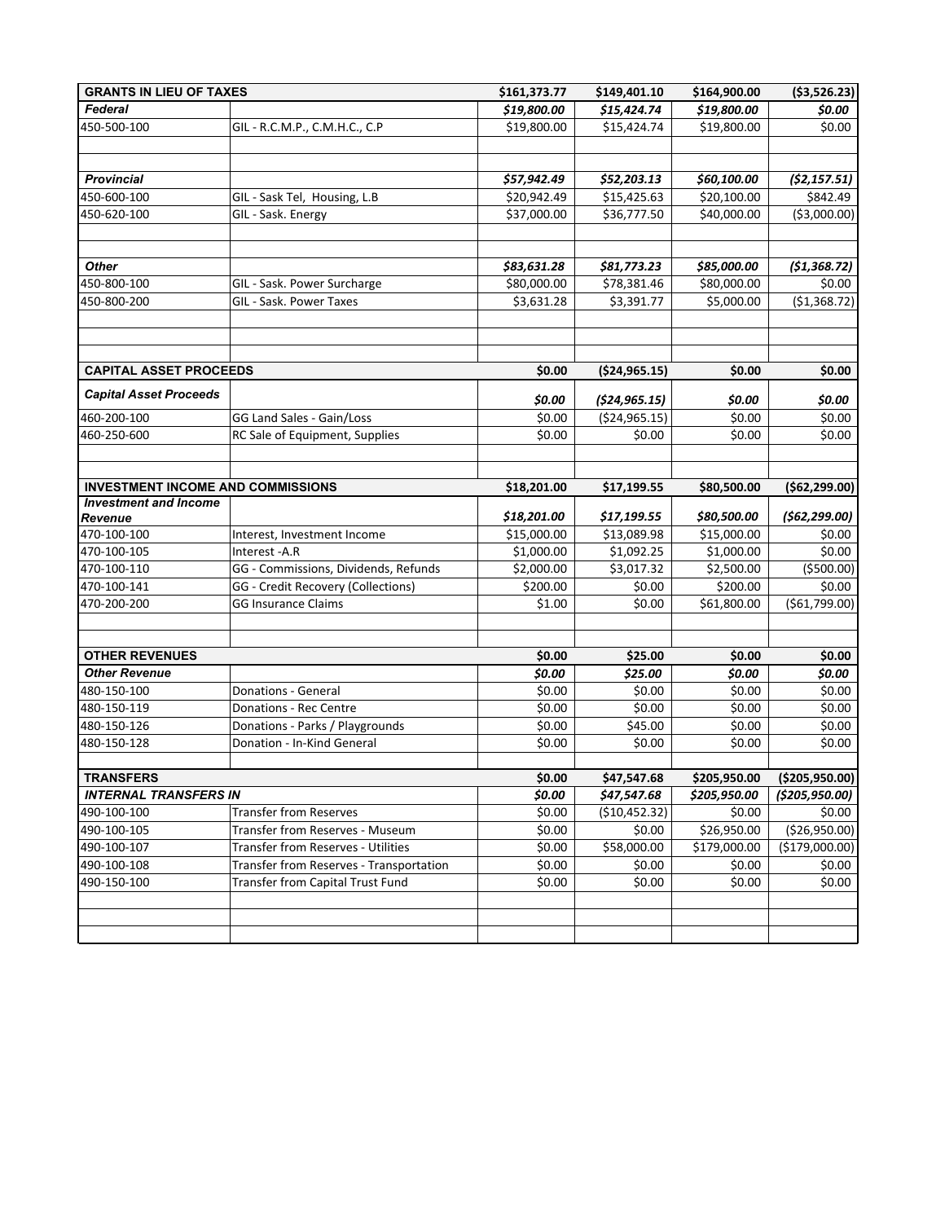| | | | | | |
|---|---|---|---|---|---|
| **GRANTS IN LIEU OF TAXES** | | **$161,373.77** | **$149,401.10** | **$164,900.00** | **($3,526.23)** |
| ***Federal*** | | ***$19,800.00*** | ***$15,424.74*** | ***$19,800.00*** | ***$0.00*** |
| 450-500-100 | GIL - R.C.M.P., C.M.H.C., C.P | $19,800.00 | $15,424.74 | $19,800.00 | $0.00 |
| | | | | | |
| | | | | | |
| ***Provincial*** | | ***$57,942.49*** | ***$52,203.13*** | ***$60,100.00*** | ***($2,157.51)*** |
| 450-600-100 | GIL - Sask Tel, Housing, L.B | $20,942.49 | $15,425.63 | $20,100.00 | $842.49 |
| 450-620-100 | GIL - Sask. Energy | $37,000.00 | $36,777.50 | $40,000.00 | ($3,000.00) |
| | | | | | |
| | | | | | |
| ***Other*** | | ***$83,631.28*** | ***$81,773.23*** | ***$85,000.00*** | ***($1,368.72)*** |
| 450-800-100 | GIL - Sask. Power Surcharge | $80,000.00 | $78,381.46 | $80,000.00 | $0.00 |
| 450-800-200 | GIL - Sask. Power Taxes | $3,631.28 | $3,391.77 | $5,000.00 | ($1,368.72) |
| | | | | | |
| | | | | | |
| | | | | | |
| **CAPITAL ASSET PROCEEDS** | | **$0.00** | **($24,965.15)** | **$0.00** | **$0.00** |
| ***Capital Asset Proceeds*** | | ***$0.00*** | ***($24,965.15)*** | ***$0.00*** | ***$0.00*** |
| 460-200-100 | GG Land Sales - Gain/Loss | $0.00 | ($24,965.15) | $0.00 | $0.00 |
| 460-250-600 | RC Sale of Equipment, Supplies | $0.00 | $0.00 | $0.00 | $0.00 |
| | | | | | |
| | | | | | |
| **INVESTMENT INCOME AND COMMISSIONS** | | **$18,201.00** | **$17,199.55** | **$80,500.00** | **($62,299.00)** |
| ***Investment and Income Revenue*** | | ***$18,201.00*** | ***$17,199.55*** | ***$80,500.00*** | ***($62,299.00)*** |
| 470-100-100 | Interest, Investment Income | $15,000.00 | $13,089.98 | $15,000.00 | $0.00 |
| 470-100-105 | Interest -A.R | $1,000.00 | $1,092.25 | $1,000.00 | $0.00 |
| 470-100-110 | GG - Commissions, Dividends, Refunds | $2,000.00 | $3,017.32 | $2,500.00 | ($500.00) |
| 470-100-141 | GG - Credit Recovery (Collections) | $200.00 | $0.00 | $200.00 | $0.00 |
| 470-200-200 | GG Insurance Claims | $1.00 | $0.00 | $61,800.00 | ($61,799.00) |
| | | | | | |
| | | | | | |
| **OTHER REVENUES** | | **$0.00** | **$25.00** | **$0.00** | **$0.00** |
| ***Other Revenue*** | | ***$0.00*** | ***$25.00*** | ***$0.00*** | ***$0.00*** |
| 480-150-100 | Donations - General | $0.00 | $0.00 | $0.00 | $0.00 |
| 480-150-119 | Donations - Rec Centre | $0.00 | $0.00 | $0.00 | $0.00 |
| 480-150-126 | Donations - Parks / Playgrounds | $0.00 | $45.00 | $0.00 | $0.00 |
| 480-150-128 | Donation - In-Kind General | $0.00 | $0.00 | $0.00 | $0.00 |
| | | | | | |
| **TRANSFERS** | | **$0.00** | **$47,547.68** | **$205,950.00** | **($205,950.00)** |
| ***INTERNAL TRANSFERS IN*** | | ***$0.00*** | ***$47,547.68*** | ***$205,950.00*** | ***($205,950.00)*** |
| 490-100-100 | Transfer from Reserves | $0.00 | ($10,452.32) | $0.00 | $0.00 |
| 490-100-105 | Transfer from Reserves - Museum | $0.00 | $0.00 | $26,950.00 | ($26,950.00) |
| 490-100-107 | Transfer from Reserves - Utilities | $0.00 | $58,000.00 | $179,000.00 | ($179,000.00) |
| 490-100-108 | Transfer from Reserves - Transportation | $0.00 | $0.00 | $0.00 | $0.00 |
| 490-150-100 | Transfer from Capital Trust Fund | $0.00 | $0.00 | $0.00 | $0.00 |
| | | | | | |
| | | | | | |
| | | | | | |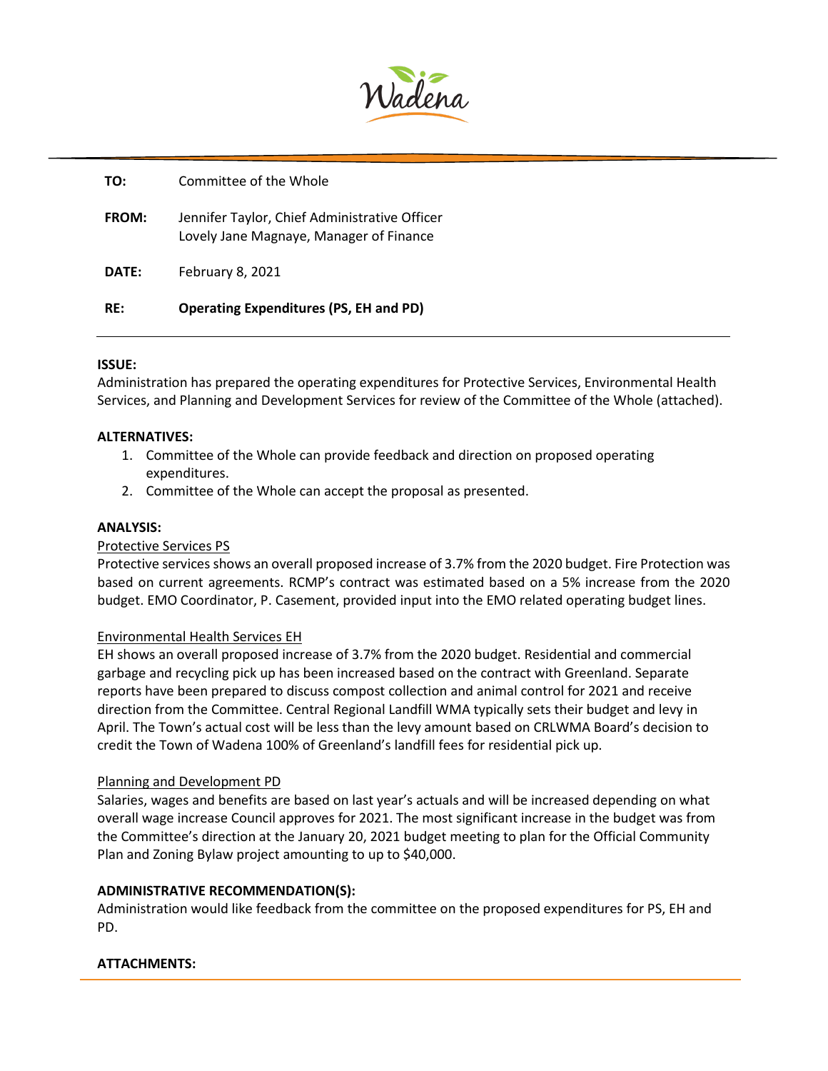Wadena

**TO:** Committee of the Whole

**FROM:** Jennifer Taylor, Chief Administrative Officer
Lovely Jane Magnaye, Manager of Finance

**DATE:** February 8, 2021

**RE:** **Operating Expenditures (PS, EH and PD)**

**ISSUE:**
Administration has prepared the operating expenditures for Protective Services, Environmental Health Services, and Planning and Development Services for review of the Committee of the Whole (attached).

**ALTERNATIVES:**

1. Committee of the Whole can provide feedback and direction on proposed operating expenditures.
2. Committee of the Whole can accept the proposal as presented.

**ANALYSIS:**

Protective Services PS

Protective services shows an overall proposed increase of 3.7% from the 2020 budget. Fire Protection was based on current agreements. RCMP's contract was estimated based on a 5% increase from the 2020 budget. EMO Coordinator, P. Casement, provided input into the EMO related operating budget lines.

Environmental Health Services EH

EH shows an overall proposed increase of 3.7% from the 2020 budget. Residential and commercial garbage and recycling pick up has been increased based on the contract with Greenland. Separate reports have been prepared to discuss compost collection and animal control for 2021 and receive direction from the Committee. Central Regional Landfill WMA typically sets their budget and levy in April. The Town's actual cost will be less than the levy amount based on CRLWMA Board's decision to credit the Town of Wadena 100% of Greenland's landfill fees for residential pick up.

Planning and Development PD

Salaries, wages and benefits are based on last year's actuals and will be increased depending on what overall wage increase Council approves for 2021. The most significant increase in the budget was from the Committee's direction at the January 20, 2021 budget meeting to plan for the Official Community Plan and Zoning Bylaw project amounting to up to $40,000.

**ADMINISTRATIVE RECOMMENDATION(S):**
Administration would like feedback from the committee on the proposed expenditures for PS, EH and PD.

**ATTACHMENTS:**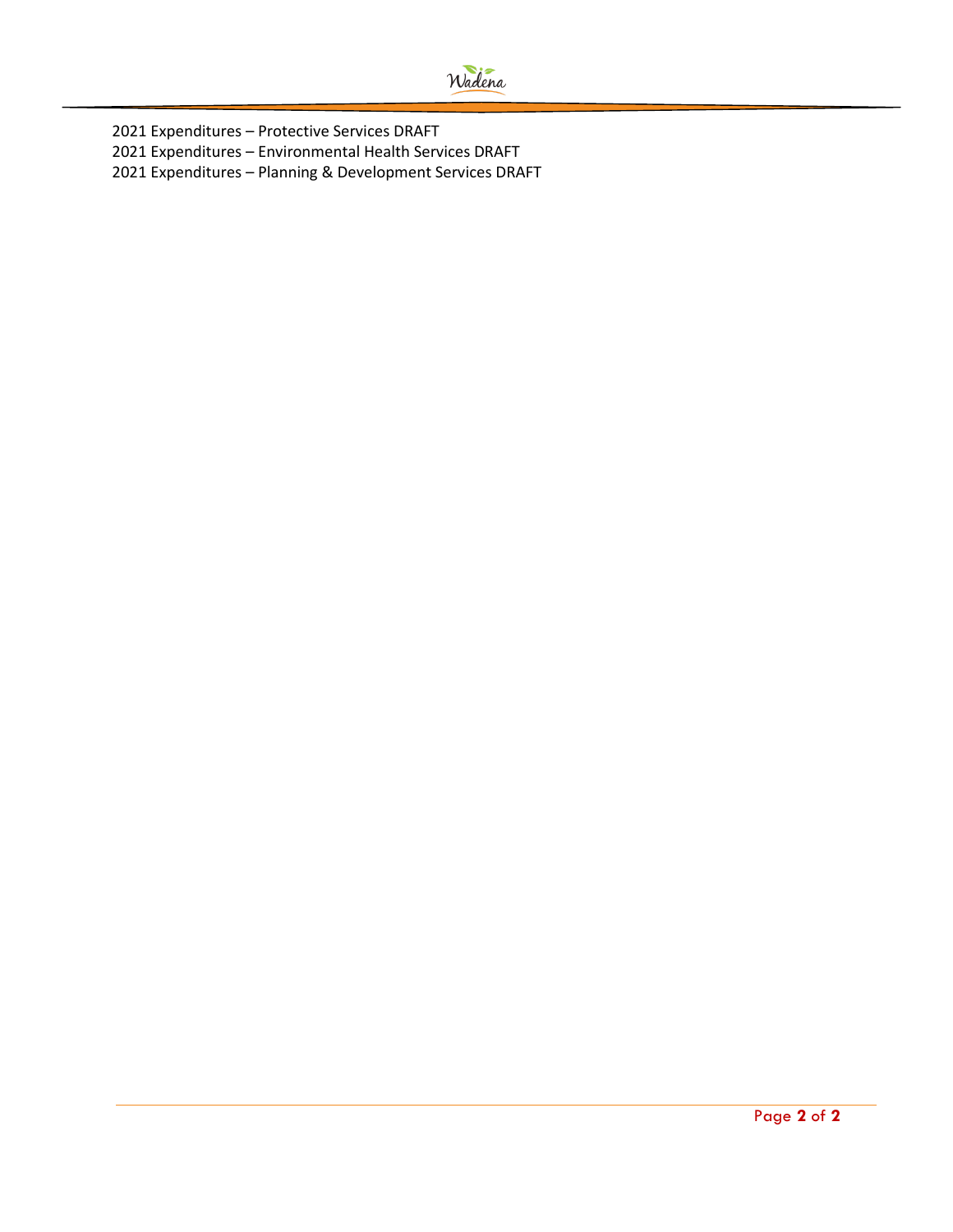2021 Expenditures – Protective Services DRAFT
2021 Expenditures – Environmental Health Services DRAFT
2021 Expenditures – Planning & Development Services DRAFT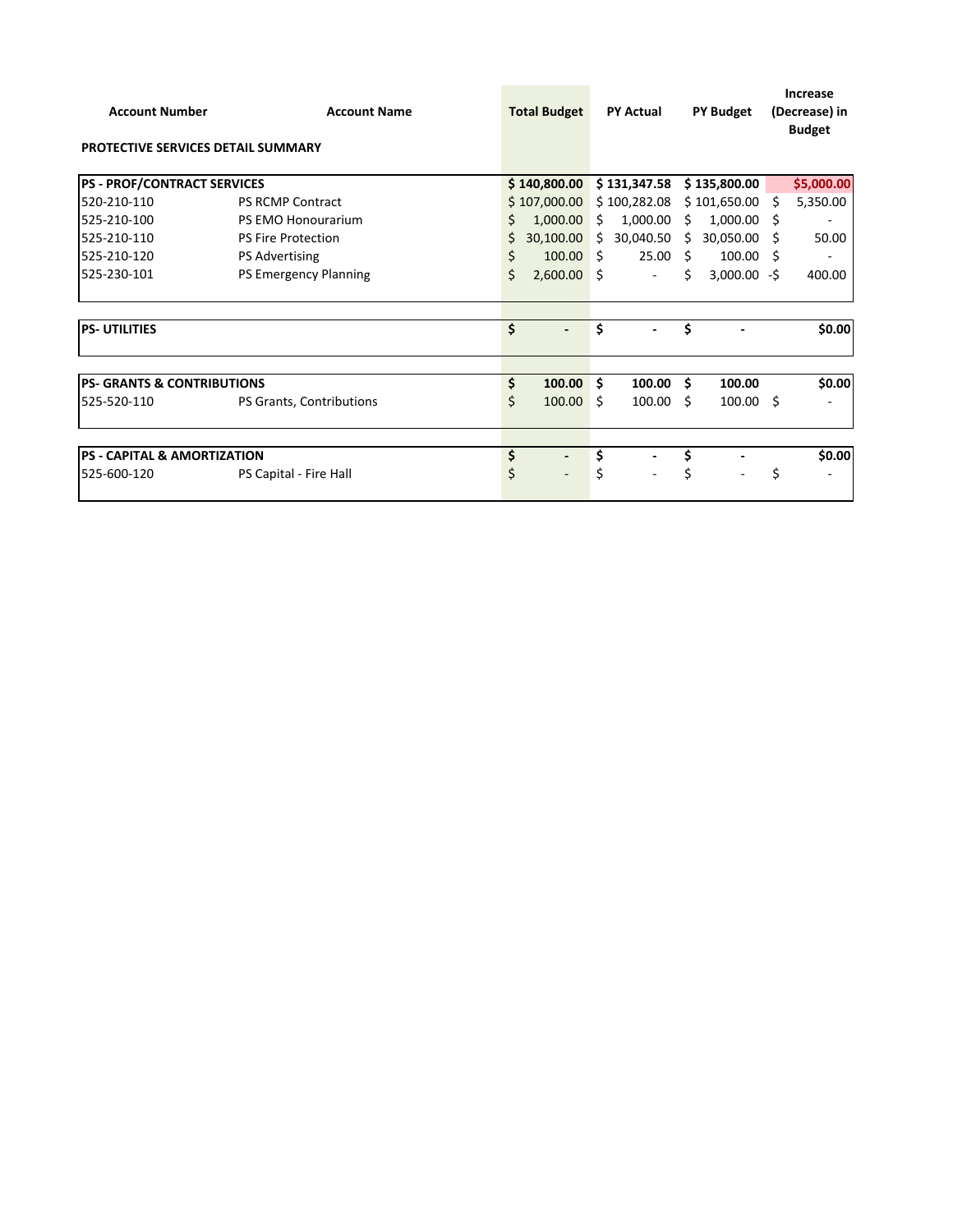| Account Number | Account Name | Total Budget | PY Actual | PY Budget | Increase (Decrease) in Budget |
|---|---|---|---|---|---|
| **PROTECTIVE SERVICES DETAIL SUMMARY** | | | | | |
| **PS - PROF/CONTRACT SERVICES** | | **$ 140,800.00** | **$ 131,347.58** | **$ 135,800.00** | **$5,000.00** |
| 520-210-110 | PS RCMP Contract | $ 107,000.00 | $ 100,282.08 | $ 101,650.00 | $ 5,350.00 |
| 525-210-100 | PS EMO Honourarium | $ 1,000.00 | $ 1,000.00 | $ 1,000.00 | $ - |
| 525-210-110 | PS Fire Protection | $ 30,100.00 | $ 30,040.50 | $ 30,050.00 | $ 50.00 |
| 525-210-120 | PS Advertising | $ 100.00 | $ 25.00 | $ 100.00 | $ - |
| 525-230-101 | PS Emergency Planning | $ 2,600.00 | $ - | $ 3,000.00 | -$ 400.00 |
| **PS- UTILITIES** | | **$ -** | **$ -** | **$ -** | **$0.00** |
| **PS- GRANTS & CONTRIBUTIONS** | | **$ 100.00** | **$ 100.00** | **$ 100.00** | **$0.00** |
| 525-520-110 | PS Grants, Contributions | $ 100.00 | $ 100.00 | $ 100.00 | $ - |
| **PS - CAPITAL & AMORTIZATION** | | **$ -** | **$ -** | **$ -** | **$0.00** |
| 525-600-120 | PS Capital - Fire Hall | $ - | $ - | $ - | $ - |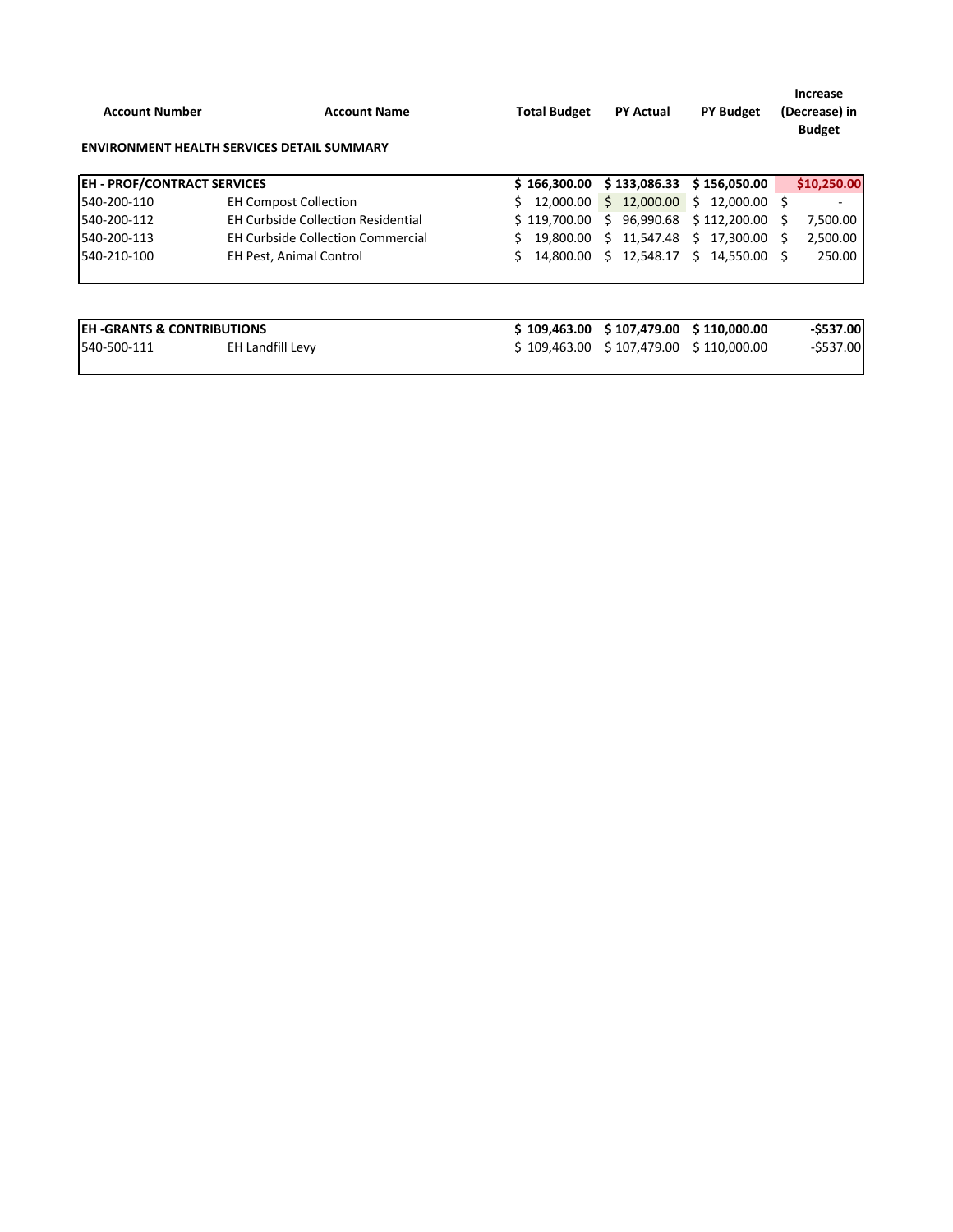| Account Number | Account Name | Total Budget | PY Actual | PY Budget | Increase (Decrease) in Budget |
|---|---|---|---|---|---|
| **ENVIRONMENT HEALTH SERVICES DETAIL SUMMARY** | | | | | |
| **EH - PROF/CONTRACT SERVICES** | | **$ 166,300.00** | **$ 133,086.33** | **$ 156,050.00** | **$10,250.00** |
| 540-200-110 | EH Compost Collection | $ 12,000.00 | $ 12,000.00 | $ 12,000.00 | $ - |
| 540-200-112 | EH Curbside Collection Residential | $ 119,700.00 | $ 96,990.68 | $ 112,200.00 | $ 7,500.00 |
| 540-200-113 | EH Curbside Collection Commercial | $ 19,800.00 | $ 11,547.48 | $ 17,300.00 | $ 2,500.00 |
| 540-210-100 | EH Pest, Animal Control | $ 14,800.00 | $ 12,548.17 | $ 14,550.00 | $ 250.00 |
| **EH -GRANTS & CONTRIBUTIONS** | | **$ 109,463.00** | **$ 107,479.00** | **$ 110,000.00** | **-$537.00** |
| 540-500-111 | EH Landfill Levy | $ 109,463.00 | $ 107,479.00 | $ 110,000.00 | -$537.00 |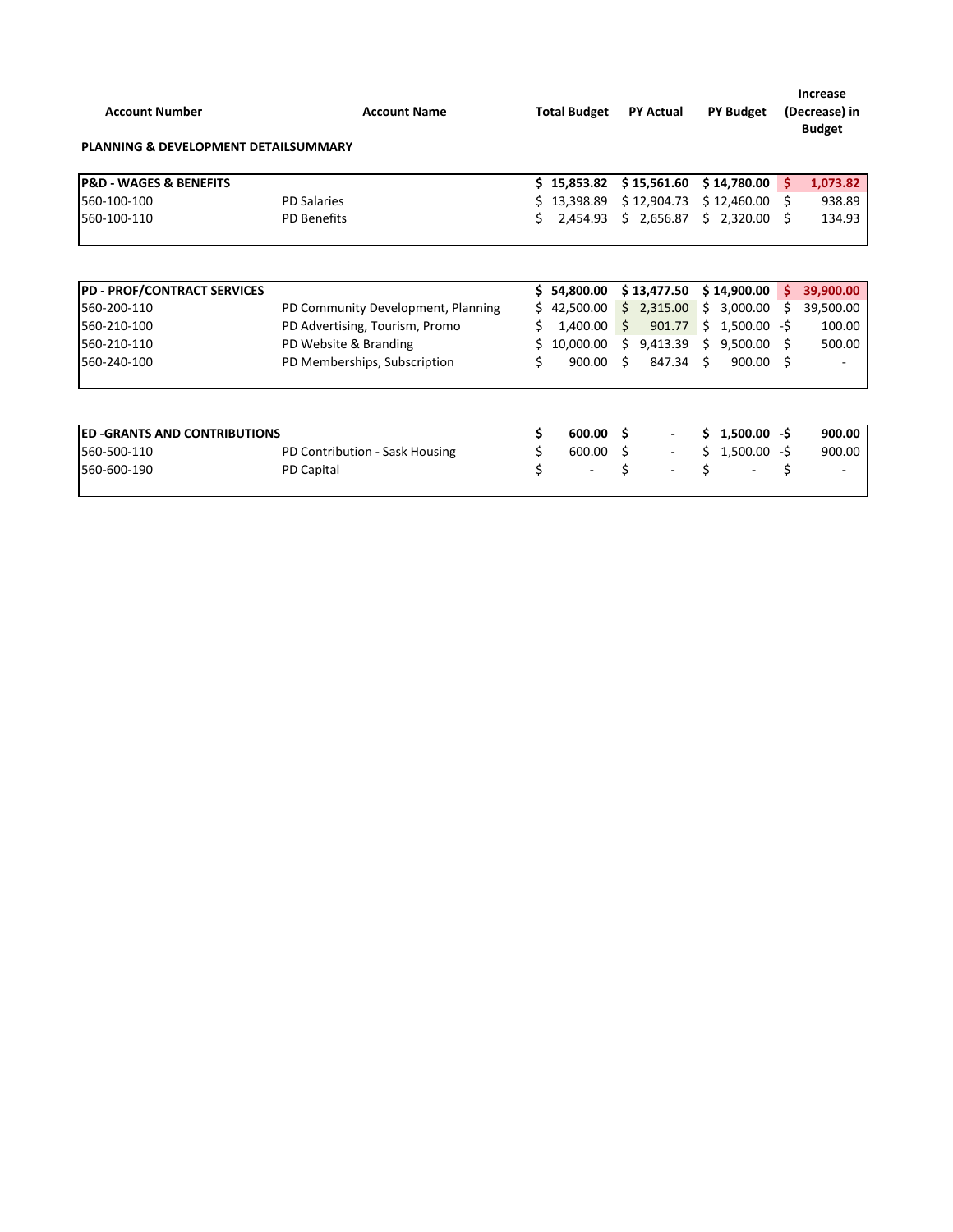| Account Number | Account Name | Total Budget | PY Actual | PY Budget | Increase (Decrease) in Budget |
|---|---|---|---|---|---|
| **PLANNING & DEVELOPMENT DETAILSUMMARY** | | | | | |
| **P&D - WAGES & BENEFITS** | | **$ 15,853.82** | **$ 15,561.60** | **$ 14,780.00** | **$ 1,073.82** |
| 560-100-100 | PD Salaries | $ 13,398.89 | $ 12,904.73 | $ 12,460.00 | $ 938.89 |
| 560-100-110 | PD Benefits | $ 2,454.93 | $ 2,656.87 | $ 2,320.00 | $ 134.93 |
| **PD - PROF/CONTRACT SERVICES** | | **$ 54,800.00** | **$ 13,477.50** | **$ 14,900.00** | **$ 39,900.00** |
| 560-200-110 | PD Community Development, Planning | $ 42,500.00 | $ 2,315.00 | $ 3,000.00 | $ 39,500.00 |
| 560-210-100 | PD Advertising, Tourism, Promo | $ 1,400.00 | $ 901.77 | $ 1,500.00 | -$ 100.00 |
| 560-210-110 | PD Website & Branding | $ 10,000.00 | $ 9,413.39 | $ 9,500.00 | $ 500.00 |
| 560-240-100 | PD Memberships, Subscription | $ 900.00 | $ 847.34 | $ 900.00 | $ - |
| **ED -GRANTS AND CONTRIBUTIONS** | | **$ 600.00** | **$ -** | **$ 1,500.00** | **-$ 900.00** |
| 560-500-110 | PD Contribution - Sask Housing | $ 600.00 | $ - | $ 1,500.00 | -$ 900.00 |
| 560-600-190 | PD Capital | $ - | $ - | $ - | $ - |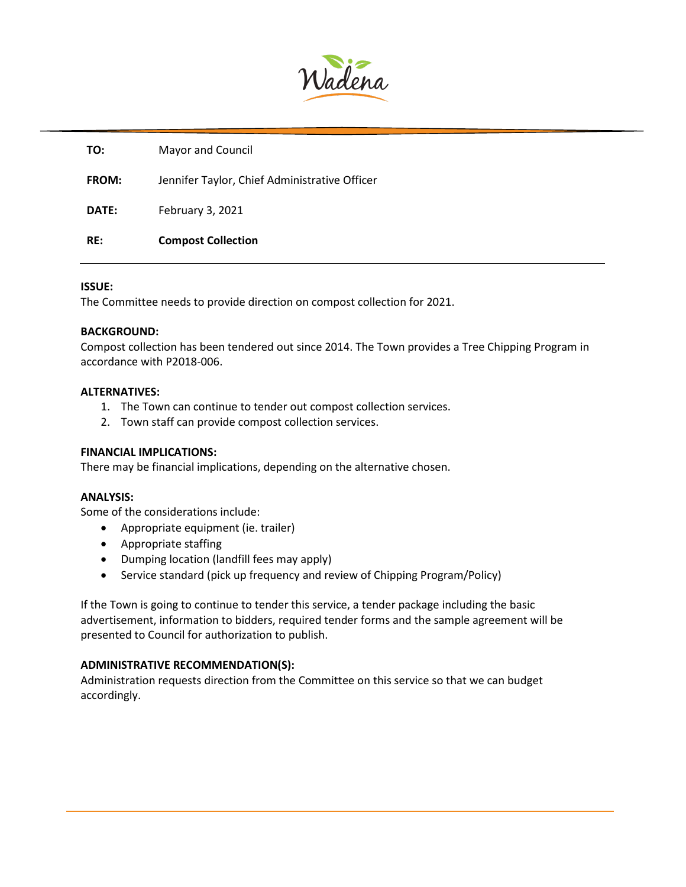Wadena

**TO:** Mayor and Council

**FROM:** Jennifer Taylor, Chief Administrative Officer

**DATE:** February 3, 2021

**RE:** **Compost Collection**

**ISSUE:**
The Committee needs to provide direction on compost collection for 2021.

**BACKGROUND:**
Compost collection has been tendered out since 2014. The Town provides a Tree Chipping Program in accordance with P2018-006.

**ALTERNATIVES:**
1. The Town can continue to tender out compost collection services.
2. Town staff can provide compost collection services.

**FINANCIAL IMPLICATIONS:**
There may be financial implications, depending on the alternative chosen.

**ANALYSIS:**
Some of the considerations include:

- Appropriate equipment (ie. trailer)
- Appropriate staffing
- Dumping location (landfill fees may apply)
- Service standard (pick up frequency and review of Chipping Program/Policy)

If the Town is going to continue to tender this service, a tender package including the basic advertisement, information to bidders, required tender forms and the sample agreement will be presented to Council for authorization to publish.

**ADMINISTRATIVE RECOMMENDATION(S):**
Administration requests direction from the Committee on this service so that we can budget accordingly.